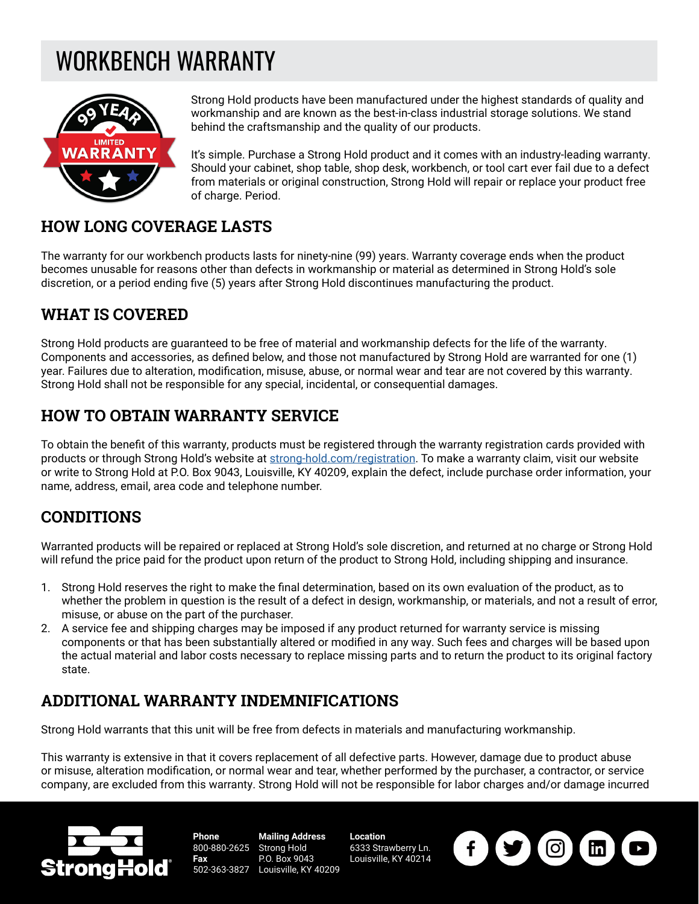# WORKBENCH WARRANTY

Strong Hold products have been manufactured under the highest standards of quality and workmanship and are known as the best-in-class industrial storage solutions. We stand behind the craftsmanship and the quality of our products.

It's simple. Purchase a Strong Hold product and it comes with an industry-leading warranty. Should your cabinet, shop table, shop desk, workbench, or tool cart ever fail due to a defect from materials or original construction, Strong Hold will repair or replace your product free of charge. Period.

## HOW LONG COVERAGE LASTS

The warranty for our workbench products lasts for ninety-nine (99) years. Warranty coverage ends when the product becomes unusable for reasons other than defects in workmanship or material as determined in Strong Hold's sole discretion, or a period ending five (5) years after Strong Hold discontinues manufacturing the product.

## WHAT IS COVERED

Strong Hold products are guaranteed to be free of material and workmanship defects for the life of the warranty. Components and accessories, as defined below, and those not manufactured by Strong Hold are warranted for one (1) year. Failures due to alteration, modification, misuse, abuse, or normal wear and tear are not covered by this warranty. Strong Hold shall not be responsible for any special, incidental, or consequential damages.

## HOW TO OBTAIN WARRANTY SERVICE

To obtain the benefit of this warranty, products must be registered through the warranty registration cards provided with products or through Strong Hold's website at [strong-hold.com/registration](strong-hold.com/registration). To make a warranty claim, visit our website or write to Strong Hold at P.O. Box 9043, Louisville, KY 40209, explain the defect, include purchase order information, your name, address, email, area code and telephone number.

## CONDITIONS

Warranted products will be repaired or replaced at Strong Hold's sole discretion, and returned at no charge or Strong Hold will refund the price paid for the product upon return of the product to Strong Hold, including shipping and insurance.

1. Strong Hold reserves the right to make the final determination, based on its own evaluation of the product, as to whether the problem in question is the result of a defect in design, workmanship, or materials, and not a result of error, misuse, or abuse on the part of the purchaser.
2. A service fee and shipping charges may be imposed if any product returned for warranty service is missing components or that has been substantially altered or modified in any way. Such fees and charges will be based upon the actual material and labor costs necessary to replace missing parts and to return the product to its original factory state.

## ADDITIONAL WARRANTY INDEMNIFICATIONS

Strong Hold warrants that this unit will be free from defects in materials and manufacturing workmanship.

This warranty is extensive in that it covers replacement of all defective parts. However, damage due to product abuse or misuse, alteration modification, or normal wear and tear, whether performed by the purchaser, a contractor, or service company, are excluded from this warranty. Strong Hold will not be responsible for labor charges and/or damage incurred

**Phone** 800-880-2625 **Fax** 502-363-3827 **Mailing Address** Strong Hold P.O. Box 9043 Louisville, KY 40209 **Location** 6333 Strawberry Ln. Louisville, KY 40214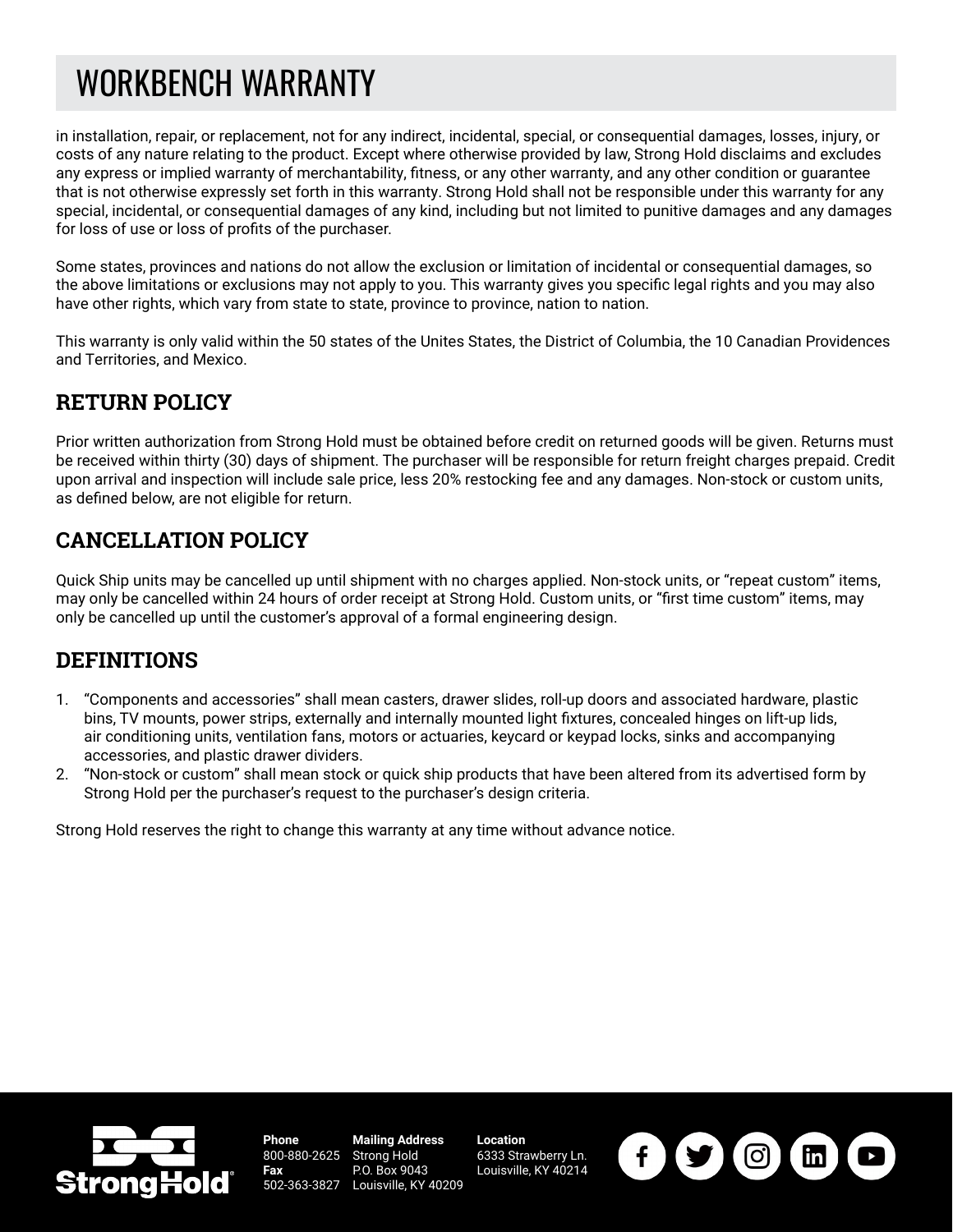# WORKBENCH WARRANTY

in installation, repair, or replacement, not for any indirect, incidental, special, or consequential damages, losses, injury, or costs of any nature relating to the product. Except where otherwise provided by law, Strong Hold disclaims and excludes any express or implied warranty of merchantability, fitness, or any other warranty, and any other condition or guarantee that is not otherwise expressly set forth in this warranty. Strong Hold shall not be responsible under this warranty for any special, incidental, or consequential damages of any kind, including but not limited to punitive damages and any damages for loss of use or loss of profits of the purchaser.

Some states, provinces and nations do not allow the exclusion or limitation of incidental or consequential damages, so the above limitations or exclusions may not apply to you. This warranty gives you specific legal rights and you may also have other rights, which vary from state to state, province to province, nation to nation.

This warranty is only valid within the 50 states of the Unites States, the District of Columbia, the 10 Canadian Providences and Territories, and Mexico.

## RETURN POLICY

Prior written authorization from Strong Hold must be obtained before credit on returned goods will be given. Returns must be received within thirty (30) days of shipment. The purchaser will be responsible for return freight charges prepaid. Credit upon arrival and inspection will include sale price, less 20% restocking fee and any damages. Non-stock or custom units, as defined below, are not eligible for return.

## CANCELLATION POLICY

Quick Ship units may be cancelled up until shipment with no charges applied. Non-stock units, or "repeat custom" items, may only be cancelled within 24 hours of order receipt at Strong Hold. Custom units, or "first time custom" items, may only be cancelled up until the customer's approval of a formal engineering design.

## DEFINITIONS

1. "Components and accessories" shall mean casters, drawer slides, roll-up doors and associated hardware, plastic bins, TV mounts, power strips, externally and internally mounted light fixtures, concealed hinges on lift-up lids, air conditioning units, ventilation fans, motors or actuaries, keycard or keypad locks, sinks and accompanying accessories, and plastic drawer dividers.
2. "Non-stock or custom" shall mean stock or quick ship products that have been altered from its advertised form by Strong Hold per the purchaser's request to the purchaser's design criteria.

Strong Hold reserves the right to change this warranty at any time without advance notice.

**Phone**
800-880-2625
**Fax**
502-363-3827

**Mailing Address**
Strong Hold
P.O. Box 9043
Louisville, KY 40209

**Location**
6333 Strawberry Ln.
Louisville, KY 40214